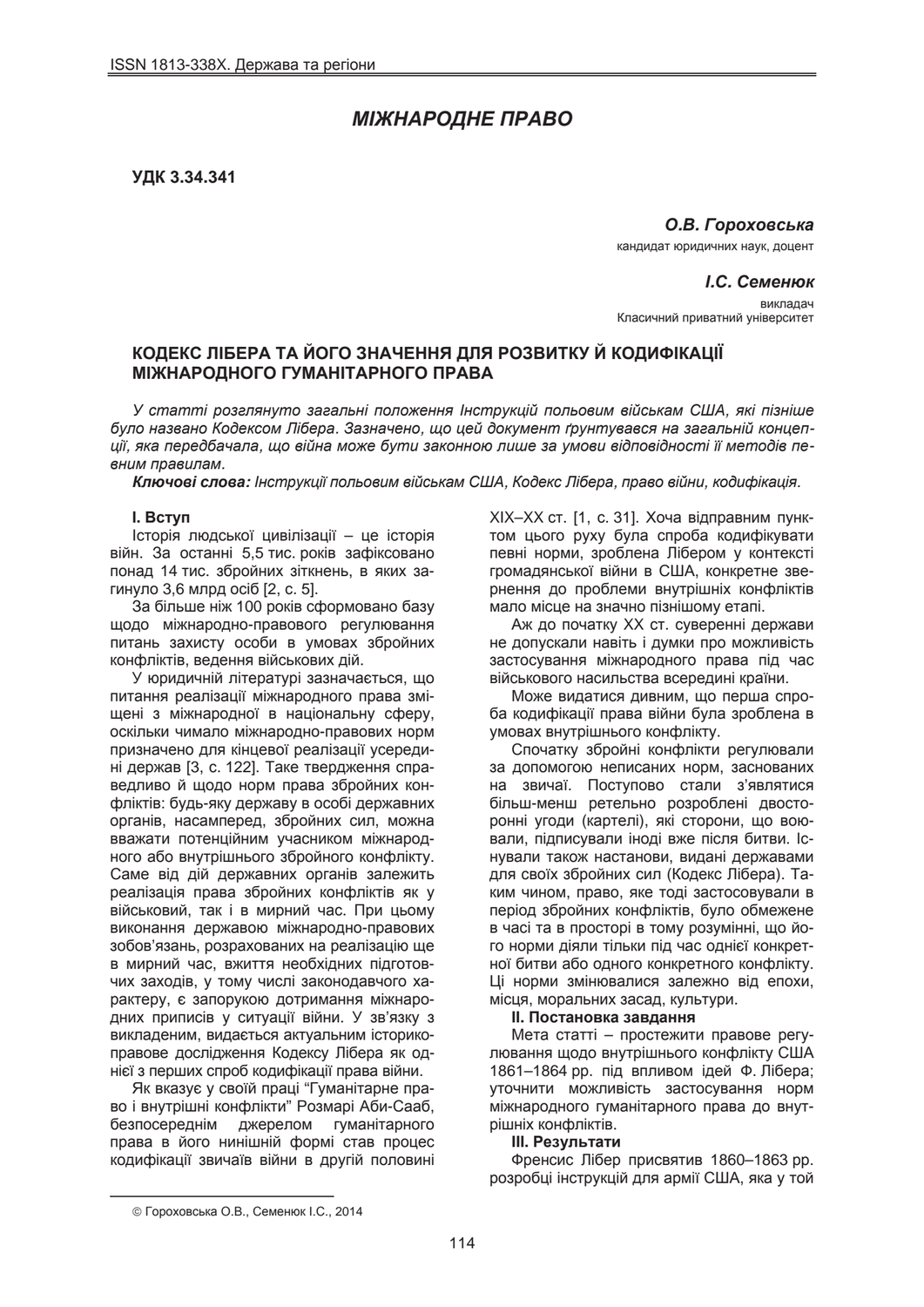# МІЖНАРОДНЕ ПРАВО

**УДК 3.34.341**

***О.В. Гороховська***
кандидат юридичних наук, доцент

***І.С. Семенюк***
викладач
Класичний приватний університет

## КОДЕКС ЛІБЕРА ТА ЙОГО ЗНАЧЕННЯ ДЛЯ РОЗВИТКУ Й КОДИФІКАЦІЇ МІЖНАРОДНОГО ГУМАНІТАРНОГО ПРАВА

*У статті розглянуто загальні положення Інструкцій польовим військам США, які пізніше було названо Кодексом Лібера. Зазначено, що цей документ ґрунтувався на загальній концепції, яка передбачала, що війна може бути законною лише за умови відповідності її методів певним правилам.*

***Ключові слова:*** *Інструкції польовим військам США, Кодекс Лібера, право війни, кодифікація.*

### I. Вступ

Історія людської цивілізації – це історія війн. За останні 5,5 тис. років зафіксовано понад 14 тис. збройних зіткнень, в яких загинуло 3,6 млрд осіб [2, с. 5].

За більше ніж 100 років сформовано базу щодо міжнародно-правового регулювання питань захисту особи в умовах збройних конфліктів, ведення військових дій.

У юридичній літературі зазначається, що питання реалізації міжнародного права зміщені з міжнародної в національну сферу, оскільки чимало міжнародно-правових норм призначено для кінцевої реалізації усередині держав [3, с. 122]. Таке твердження справедливо й щодо норм права збройних конфліктів: будь-яку державу в особі державних органів, насамперед, збройних сил, можна вважати потенційним учасником міжнародного або внутрішнього збройного конфлікту. Саме від дій державних органів залежить реалізація права збройних конфліктів як у військовий, так і в мирний час. При цьому виконання державою міжнародно-правових зобов'язань, розрахованих на реалізацію ще в мирний час, вжиття необхідних підготовчих заходів, у тому числі законодавчого характеру, є запорукою дотримання міжнародних приписів у ситуації війни. У зв'язку з викладеним, видається актуальним історико-правове дослідження Кодексу Лібера як однієї з перших спроб кодифікації права війни.

Як вказує у своїй праці "Гуманітарне право і внутрішні конфлікти" Розмарі Аби-Сааб, безпосереднім джерелом гуманітарного права в його нинішній формі став процес кодифікації звичаїв війни в другій половині XIX–XX ст. [1, с. 31]. Хоча відправним пунктом цього руху була спроба кодифікувати певні норми, зроблена Лібером у контексті громадянської війни в США, конкретне звернення до проблеми внутрішніх конфліктів мало місце на значно пізнішому етапі.

Аж до початку XX ст. суверенні держави не допускали навіть і думки про можливість застосування міжнародного права під час військового насильства всередині країни.

Може видатися дивним, що перша спроба кодифікації права війни була зроблена в умовах внутрішнього конфлікту.

Спочатку збройні конфлікти регулювали за допомогою неписаних норм, заснованих на звичаї. Поступово стали з'являтися більш-менш ретельно розроблені двосторонні угоди (картелі), які сторони, що воювали, підписували іноді вже після битви. Існували також настанови, видані державами для своїх збройних сил (Кодекс Лібера). Таким чином, право, яке тоді застосовували в період збройних конфліктів, було обмежене в часі та в просторі в тому розумінні, що його норми діяли тільки під час однієї конкретної битви або одного конкретного конфлікту. Ці норми змінювалися залежно від епохи, місця, моральних засад, культури.

### II. Постановка завдання

Мета статті – простежити правове регулювання щодо внутрішнього конфлікту США 1861–1864 рр. під впливом ідей Ф. Лібера; уточнити можливість застосування норм міжнародного гуманітарного права до внутрішніх конфліктів.

### III. Результати

Френсис Лібер присвятив 1860–1863 рр. розробці інструкцій для армії США, яка у той

---

© Гороховська О.В., Семенюк І.С., 2014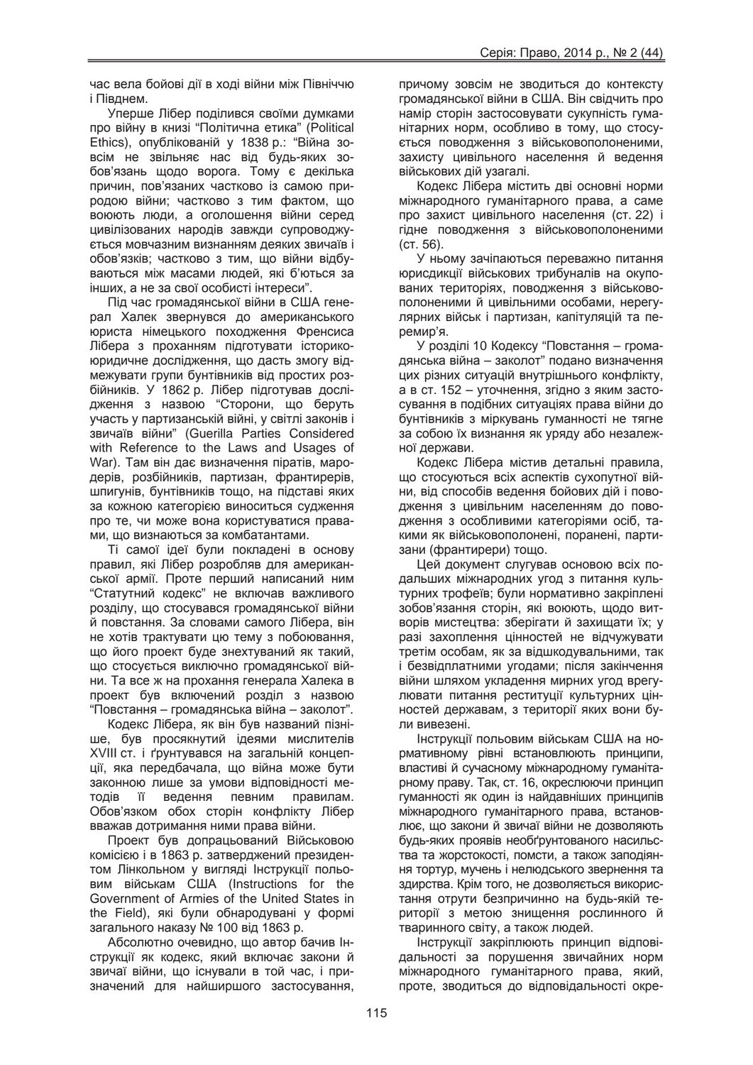час вела бойові дії в ході війни між Північчю і Півднем.

Уперше Лібер поділився своїми думками про війну в книзі "Політична етика" (Political Ethics), опублікованій у 1838 р.: "Війна зовсім не звільняє нас від будь-яких зобов'язань щодо ворога. Тому є декілька причин, пов'язаних частково із самою природою війни; частково з тим фактом, що воюють люди, а оголошення війни серед цивілізованих народів завжди супроводжується мовчазним визнанням деяких звичаїв і обов'язків; частково з тим, що війни відбуваються між масами людей, які б'ються за інших, а не за свої особисті інтереси".

Під час громадянської війни в США генерал Халек звернувся до американського юриста німецького походження Френсиса Лібера з проханням підготувати історико-юридичне дослідження, що дасть змогу відмежувати групи бунтівників від простих розбійників. У 1862 р. Лібер підготував дослідження з назвою "Сторони, що беруть участь у партизанській війні, у світлі законів і звичаїв війни" (Guerilla Parties Considered with Reference to the Laws and Usages of War). Там він дає визначення піратів, мародерів, розбійників, партизан, франтирерів, шпигунів, бунтівників тощо, на підставі яких за кожною категорією виноситься судження про те, чи може вона користуватися правами, що визнаються за комбатантами.

Ті самої ідеї були покладені в основу правил, які Лібер розробляв для американської армії. Проте перший написаний ним "Статутний кодекс" не включав важливого розділу, що стосувався громадянської війни й повстання. За словами самого Лібера, він не хотів трактувати цю тему з побоювання, що його проект буде знехтуваний як такий, що стосується виключно громадянської війни. Та все ж на прохання генерала Халека в проект був включений розділ з назвою "Повстання – громадянська війна – заколот".

Кодекс Лібера, як він був названий пізніше, був просякнутий ідеями мислителів XVIII ст. і ґрунтувався на загальній концепції, яка передбачала, що війна може бути законною лише за умови відповідності методів її ведення певним правилам. Обов'язком обох сторін конфлікту Лібер вважав дотримання ними права війни.

Проект був допрацьований Військовою комісією і в 1863 р. затверджений президентом Лінкольном у вигляді Інструкції польовим військам США (Instructions for the Government of Armies of the United States in the Field), які були обнародувані у формі загального наказу № 100 від 1863 р.

Абсолютно очевидно, що автор бачив Інструкції як кодекс, який включає закони й звичаї війни, що існували в той час, і призначений для найширшого застосування, причому зовсім не зводиться до контексту громадянської війни в США. Він свідчить про намір сторін застосовувати сукупність гуманітарних норм, особливо в тому, що стосується поводження з військовополоненими, захисту цивільного населення й ведення військових дій узагалі.

Кодекс Лібера містить дві основні норми міжнародного гуманітарного права, а саме про захист цивільного населення (ст. 22) і гідне поводження з військовополоненими (ст. 56).

У ньому зачіпаються переважно питання юрисдикції військових трибуналів на окупованих територіях, поводження з військовополоненими й цивільними особами, нерегулярних військ і партизан, капітуляцій та перемир'я.

У розділі 10 Кодексу "Повстання – громадянська війна – заколот" подано визначення цих різних ситуацій внутрішнього конфлікту, а в ст. 152 – уточнення, згідно з яким застосування в подібних ситуаціях права війни до бунтівників з міркувань гуманності не тягне за собою їх визнання як уряду або незалежної держави.

Кодекс Лібера містив детальні правила, що стосуються всіх аспектів сухопутної війни, від способів ведення бойових дій і поводження з цивільним населенням до поводження з особливими категоріями осіб, такими як військовополонені, поранені, партизани (франтирери) тощо.

Цей документ слугував основою всіх подальших міжнародних угод з питання культурних трофеїв; були нормативно закріплені зобов'язання сторін, які воюють, щодо витворів мистецтва: зберігати й захищати їх; у разі захоплення цінностей не відчужувати третім особам, як за відшкодувальними, так і безвідплатними угодами; після закінчення війни шляхом укладення мирних угод врегулювати питання реституції культурних цінностей державам, з території яких вони були вивезені.

Інструкції польовим військам США на нормативному рівні встановлюють принципи, властиві й сучасному міжнародному гуманітарному праву. Так, ст. 16, окреслюючи принцип гуманності як один із найдавніших принципів міжнародного гуманітарного права, встановлює, що закони й звичаї війни не дозволяють будь-яких проявів необґрунтованого насильства та жорстокості, помсти, а також заподіяння тортур, мучень і нелюдського звернення та здирства. Крім того, не дозволяється використання отрути безпричинно на будь-якій території з метою знищення рослинного й тваринного світу, а також людей.

Інструкції закріплюють принцип відповідальності за порушення звичайних норм міжнародного гуманітарного права, який, проте, зводиться до відповідальності окре-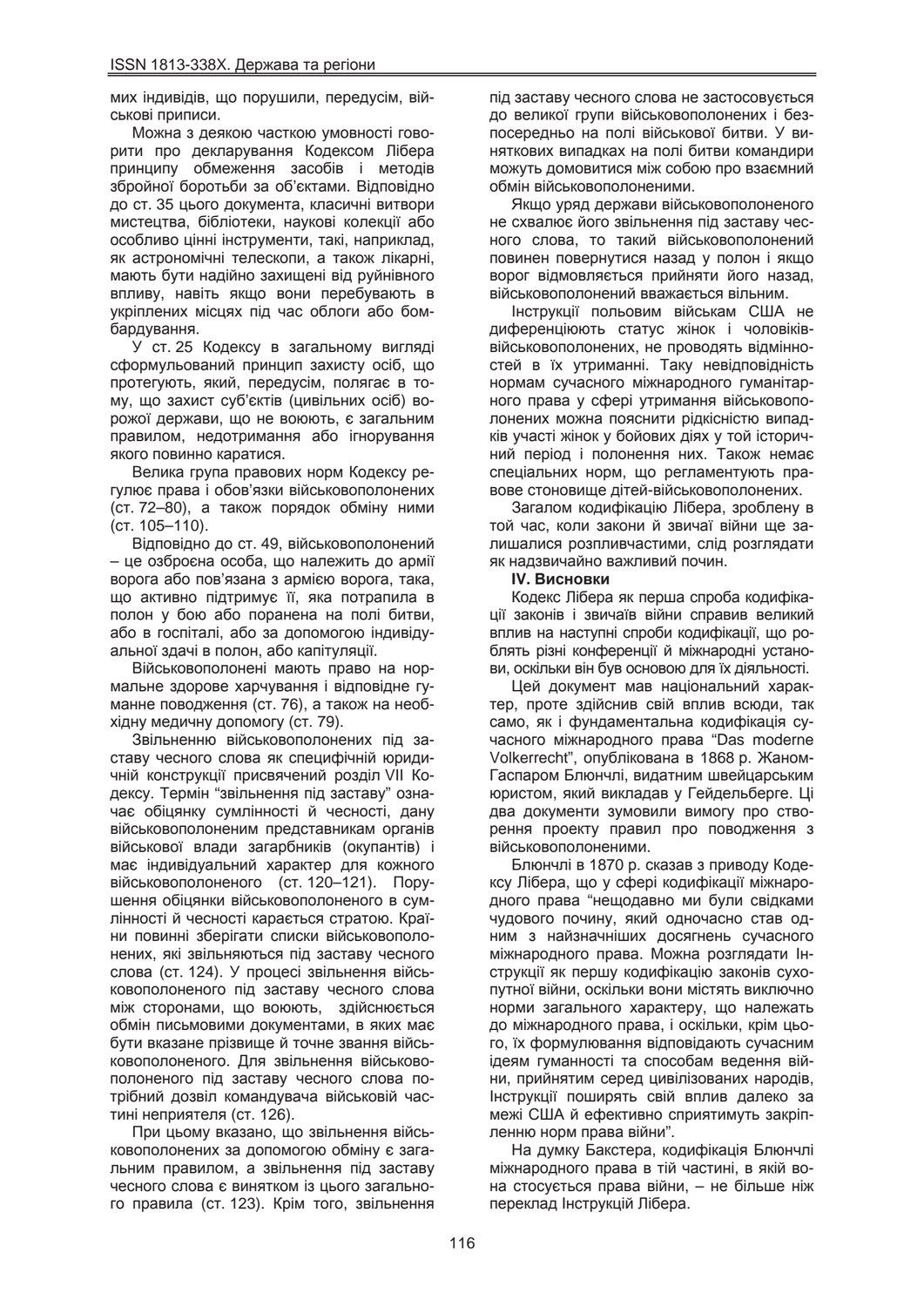мих індивідів, що порушили, передусім, військові приписи.

Можна з деякою часткою умовності говорити про декларування Кодексом Лібера принципу обмеження засобів і методів збройної боротьби за об'єктами. Відповідно до ст. 35 цього документа, класичні витвори мистецтва, бібліотеки, наукові колекції або особливо цінні інструменти, такі, наприклад, як астрономічні телескопи, а також лікарні, мають бути надійно захищені від руйнівного впливу, навіть якщо вони перебувають в укріплених місцях під час облоги або бомбардування.

У ст. 25 Кодексу в загальному вигляді сформульований принцип захисту осіб, що протегують, який, передусім, полягає в тому, що захист суб'єктів (цивільних осіб) ворожої держави, що не воюють, є загальним правилом, недотримання або ігнорування якого повинно каратися.

Велика група правових норм Кодексу регулює права і обов'язки військовополонених (ст. 72–80), а також порядок обміну ними (ст. 105–110).

Відповідно до ст. 49, військовополонений – це озброєна особа, що належить до армії ворога або пов'язана з армією ворога, така, що активно підтримує її, яка потрапила в полон у бою або поранена на полі битви, або в госпіталі, або за допомогою індивідуальної здачі в полон, або капітуляції.

Військовополонені мають право на нормальне здорове харчування і відповідне гуманне поводження (ст. 76), а також на необхідну медичну допомогу (ст. 79).

Звільненню військовополонених під заставу чесного слова як специфічній юридичній конструкції присвячений розділ VII Кодексу. Термін "звільнення під заставу" означає обіцянку сумлінності й чесності, дану військовополоненим представникам органів військової влади загарбників (окупантів) і має індивідуальний характер для кожного військовополоненого (ст. 120–121). Порушення обіцянки військовополоненого в сумлінності й чесності карається стратою. Країни повинні зберігати списки військовополонених, які звільняються під заставу чесного слова (ст. 124). У процесі звільнення військовополоненого під заставу чесного слова між сторонами, що воюють, здійснюється обмін письмовими документами, в яких має бути вказане прізвище й точне звання військовополоненого. Для звільнення військовополоненого під заставу чесного слова потрібний дозвіл командувача військовій частині неприятеля (ст. 126).

При цьому вказано, що звільнення військовополонених за допомогою обміну є загальним правилом, а звільнення під заставу чесного слова є винятком із цього загального правила (ст. 123). Крім того, звільнення під заставу чесного слова не застосовується до великої групи військовополонених і безпосередньо на полі військової битви. У виняткових випадках на полі битви командири можуть домовитися між собою про взаємний обмін військовополоненими.

Якщо уряд держави військовополоненого не схвалює його звільнення під заставу чесного слова, то такий військовополонений повинен повернутися назад у полон і якщо ворог відмовляється прийняти його назад, військовополонений вважається вільним.

Інструкції польовим військам США не диференціюють статус жінок і чоловіків-військовополонених, не проводять відмінностей в їх утриманні. Таку невідповідність нормам сучасного міжнародного гуманітарного права у сфері утримання військовополонених можна пояснити рідкістю випадків участі жінок у бойових діях у той історичний період і полонення них. Також немає спеціальних норм, що регламентують правове становище дітей-військовополонених.

Загалом кодифікацію Лібера, зроблену в той час, коли закони й звичаї війни ще залишалися розпливчастими, слід розглядати як надзвичайно важливий почин.

**IV. Висновки**

Кодекс Лібера як перша спроба кодифікації законів і звичаїв війни справив великий вплив на наступні спроби кодифікації, що роблять різні конференції й міжнародні установи, оскільки він був основою для їх діяльності.

Цей документ мав національний характер, проте здійснив свій вплив всюди, так само, як і фундаментальна кодифікація сучасного міжнародного права "Das moderne Volkerrecht", опублікована в 1868 р. Жаном-Гаспаром Блюнчлі, видатним швейцарським юристом, який викладав у Гейдельберге. Ці два документи зумовили вимогу про створення проекту правил про поводження з військовополоненими.

Блюнчлі в 1870 р. сказав з приводу Кодексу Лібера, що у сфері кодифікації міжнародного права "нещодавно ми були свідками чудового почину, який одночасно став одним з найзначніших досягнень сучасного міжнародного права. Можна розглядати Інструкції як першу кодифікацію законів сухопутної війни, оскільки вони містять виключно норми загального характеру, що належать до міжнародного права, і оскільки, крім цього, їх формулювання відповідають сучасним ідеям гуманності та способам ведення війни, прийнятим серед цивілізованих народів, Інструкції поширять свій вплив далеко за межі США й ефективно сприятимуть закріпленню норм права війни".

На думку Бакстера, кодифікація Блюнчлі міжнародного права в тій частині, в якій вона стосується права війни, – не більше ніж переклад Інструкцій Лібера.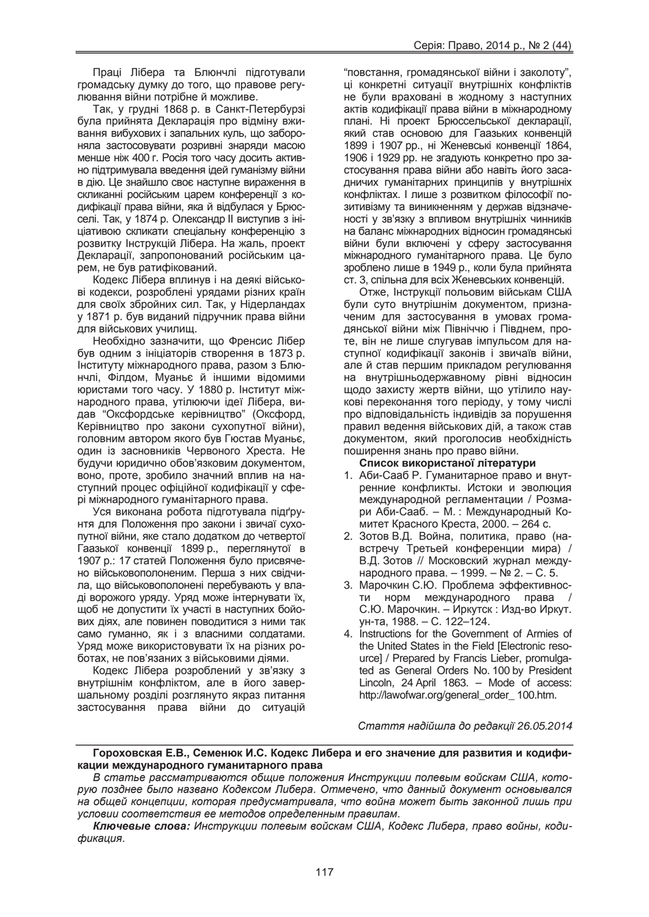Праці Лібера та Блюнчлі підготували громадську думку до того, що правове регулювання війни потрібне й можливе.

Так, у грудні 1868 р. в Санкт-Петербурзі була прийнята Декларація про відміну вживання вибухових і запальних куль, що забороняла застосовувати розривні знаряди масою менше ніж 400 г. Росія того часу досить активно підтримувала введення ідей гуманізму війни в дію. Це знайшло своє наступне вираження в скликанні російським царем конференції з кодифікації права війни, яка й відбулася у Брюсселі. Так, у 1874 р. Олександр II виступив з ініціативою скликати спеціальну конференцію з розвитку Інструкцій Лібера. На жаль, проект Декларації, запропонований російським царем, не був ратифікований.

Кодекс Лібера вплинув і на деякі військові кодекси, розроблені урядами різних країн для своїх збройних сил. Так, у Нідерландах у 1871 р. був виданий підручник права війни для військових училищ.

Необхідно зазначити, що Френсис Лібер був одним з ініціаторів створення в 1873 р. Інституту міжнародного права, разом з Блюнчлі, Філдом, Муаньє й іншими відомими юристами того часу. У 1880 р. Інститут міжнародного права, утілюючи ідеї Лібера, видав "Оксфордське керівництво" (Оксфорд, Керівництво про закони сухопутної війни), головним автором якого був Гюстав Муаньє, один із засновників Червоного Хреста. Не будучи юридично обов'язковим документом, воно, проте, зробило значний вплив на наступний процес офіційної кодифікації у сфері міжнародного гуманітарного права.

Уся виконана робота підготувала підґрунтя для Положення про закони і звичаї сухопутної війни, яке стало додатком до четвертої Гаазької конвенції 1899 р., переглянутої в 1907 р.: 17 статей Положення було присвячено військовополоненим. Перша з них свідчила, що військовополонені перебувають у владі ворожого уряду. Уряд може інтернувати їх, щоб не допустити їх участі в наступних бойових діях, але повинен поводитися з ними так само гуманно, як і з власними солдатами. Уряд може використовувати їх на різних роботах, не пов'язаних з військовими діями.

Кодекс Лібера розроблений у зв'язку з внутрішнім конфліктом, але в його завершальному розділі розглянуто якраз питання застосування права війни до ситуацій "повстання, громадянської війни і заколоту", ці конкретні ситуації внутрішніх конфліктів не були враховані в жодному з наступних актів кодифікації права війни в міжнародному плані. Ні проект Брюссельської декларації, який став основою для Гаазьких конвенцій 1899 і 1907 рр., ні Женевські конвенції 1864, 1906 і 1929 рр. не згадують конкретно про застосування права війни або навіть його засадничих гуманітарних принципів у внутрішніх конфліктах. І лише з розвитком філософії позитивізму та виникненням у держав відзначеності у зв'язку з впливом внутрішніх чинників на баланс міжнародних відносин громадянські війни були включені у сферу застосування міжнародного гуманітарного права. Це було зроблено лише в 1949 р., коли була прийнята ст. 3, спільна для всіх Женевських конвенцій.

Отже, Інструкції польовим військам США були суто внутрішнім документом, призначеним для застосування в умовах громадянської війни між Північчю і Півднем, проте, він не лише слугував імпульсом для наступної кодифікації законів і звичаїв війни, але й став першим прикладом регулювання на внутрішньодержавному рівні відносин щодо захисту жертв війни, що утілило наукові переконання того періоду, у тому числі про відповідальність індивідів за порушення правил ведення військових дій, а також став документом, який проголосив необхідність поширення знань про право війни.

**Список використаної літератури**

1. Аби-Сааб Р. Гуманитарное право и внутренние конфликты. Истоки и эволюция международной регламентации / Розмари Аби-Сааб. – М. : Международный Комитет Красного Креста, 2000. – 264 с.
2. Зотов В.Д. Война, политика, право (навстречу Третьей конференции мира) / В.Д. Зотов // Московский журнал международного права. – 1999. – № 2. – С. 5.
3. Марочкин С.Ю. Проблема эффективности норм международного права / С.Ю. Марочкин. – Иркутск : Изд-во Иркут. ун-та, 1988. – С. 122–124.
4. Instructions for the Government of Armies of the United States in the Field [Electronic resource] / Prepared by Francis Lieber, promulgated as General Orders No. 100 by President Lincoln, 24 April 1863. – Mode of access: http://lawofwar.org/general_order_ 100.htm.

*Стаття надійшла до редакції 26.05.2014*

**Гороховская Е.В., Семенюк И.С. Кодекс Либера и его значение для развития и кодификации международного гуманитарного права**

*В статье рассматриваются общие положения Инструкции полевым войскам США, которую позднее было названо Кодексом Либера. Отмечено, что данный документ основывался на общей концепции, которая предусматривала, что война может быть законной лишь при условии соответствия ее методов определенным правилам.*

***Ключевые слова:*** *Инструкции полевым войскам США, Кодекс Либера, право войны, кодификация.*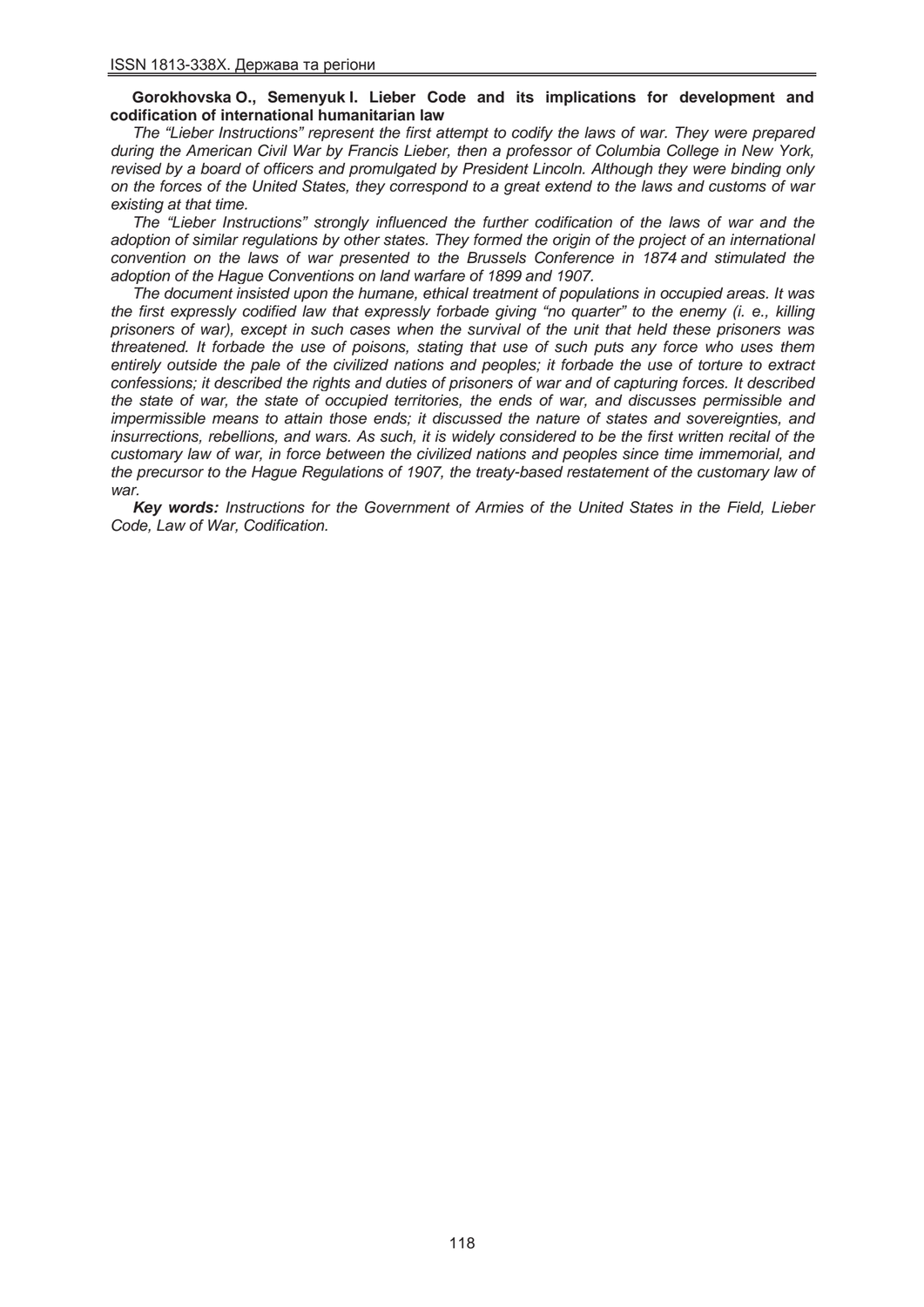**Gorokhovska O., Semenyuk I. Lieber Code and its implications for development and codification of international humanitarian law**

*The "Lieber Instructions" represent the first attempt to codify the laws of war. They were prepared during the American Civil War by Francis Lieber, then a professor of Columbia College in New York, revised by a board of officers and promulgated by President Lincoln. Although they were binding only on the forces of the United States, they correspond to a great extend to the laws and customs of war existing at that time.*

*The "Lieber Instructions" strongly influenced the further codification of the laws of war and the adoption of similar regulations by other states. They formed the origin of the project of an international convention on the laws of war presented to the Brussels Conference in 1874 and stimulated the adoption of the Hague Conventions on land warfare of 1899 and 1907.*

*The document insisted upon the humane, ethical treatment of populations in occupied areas. It was the first expressly codified law that expressly forbade giving "no quarter" to the enemy (i. e., killing prisoners of war), except in such cases when the survival of the unit that held these prisoners was threatened. It forbade the use of poisons, stating that use of such puts any force who uses them entirely outside the pale of the civilized nations and peoples; it forbade the use of torture to extract confessions; it described the rights and duties of prisoners of war and of capturing forces. It described the state of war, the state of occupied territories, the ends of war, and discusses permissible and impermissible means to attain those ends; it discussed the nature of states and sovereignties, and insurrections, rebellions, and wars. As such, it is widely considered to be the first written recital of the customary law of war, in force between the civilized nations and peoples since time immemorial, and the precursor to the Hague Regulations of 1907, the treaty-based restatement of the customary law of war.*

***Key words:*** *Instructions for the Government of Armies of the United States in the Field, Lieber Code, Law of War, Codification.*